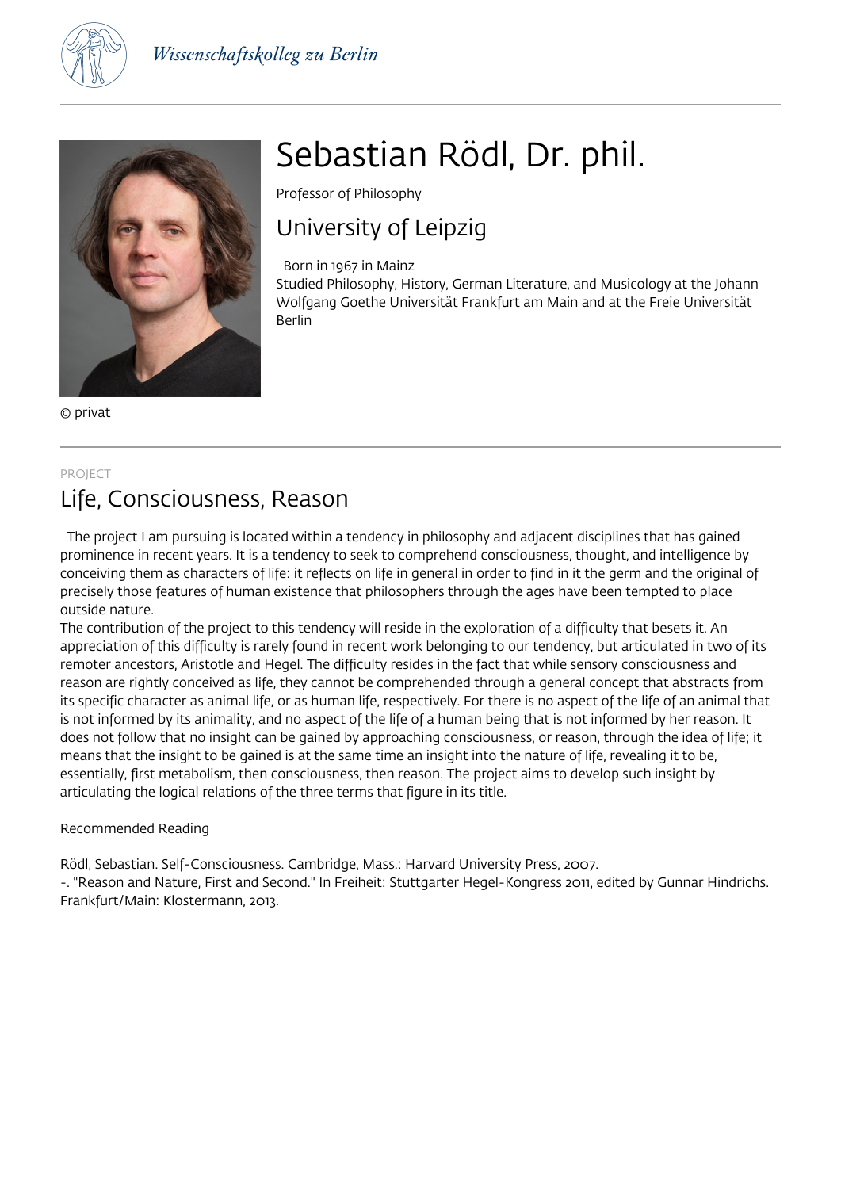Wissenschaftskolleg zu Berlin

# Sebastian Rödl, Dr. phil.

Professor of Philosophy

## University of Leipzig

Born in 1967 in Mainz
Studied Philosophy, History, German Literature, and Musicology at the Johann Wolfgang Goethe Universität Frankfurt am Main and at the Freie Universität Berlin

© privat

PROJECT

## Life, Consciousness, Reason

The project I am pursuing is located within a tendency in philosophy and adjacent disciplines that has gained prominence in recent years. It is a tendency to seek to comprehend consciousness, thought, and intelligence by conceiving them as characters of life: it reflects on life in general in order to find in it the germ and the original of precisely those features of human existence that philosophers through the ages have been tempted to place outside nature.
The contribution of the project to this tendency will reside in the exploration of a difficulty that besets it. An appreciation of this difficulty is rarely found in recent work belonging to our tendency, but articulated in two of its remoter ancestors, Aristotle and Hegel. The difficulty resides in the fact that while sensory consciousness and reason are rightly conceived as life, they cannot be comprehended through a general concept that abstracts from its specific character as animal life, or as human life, respectively. For there is no aspect of the life of an animal that is not informed by its animality, and no aspect of the life of a human being that is not informed by her reason. It does not follow that no insight can be gained by approaching consciousness, or reason, through the idea of life; it means that the insight to be gained is at the same time an insight into the nature of life, revealing it to be, essentially, first metabolism, then consciousness, then reason. The project aims to develop such insight by articulating the logical relations of the three terms that figure in its title.

Recommended Reading

Rödl, Sebastian. Self-Consciousness. Cambridge, Mass.: Harvard University Press, 2007.
-. "Reason and Nature, First and Second." In Freiheit: Stuttgarter Hegel-Kongress 2011, edited by Gunnar Hindrichs. Frankfurt/Main: Klostermann, 2013.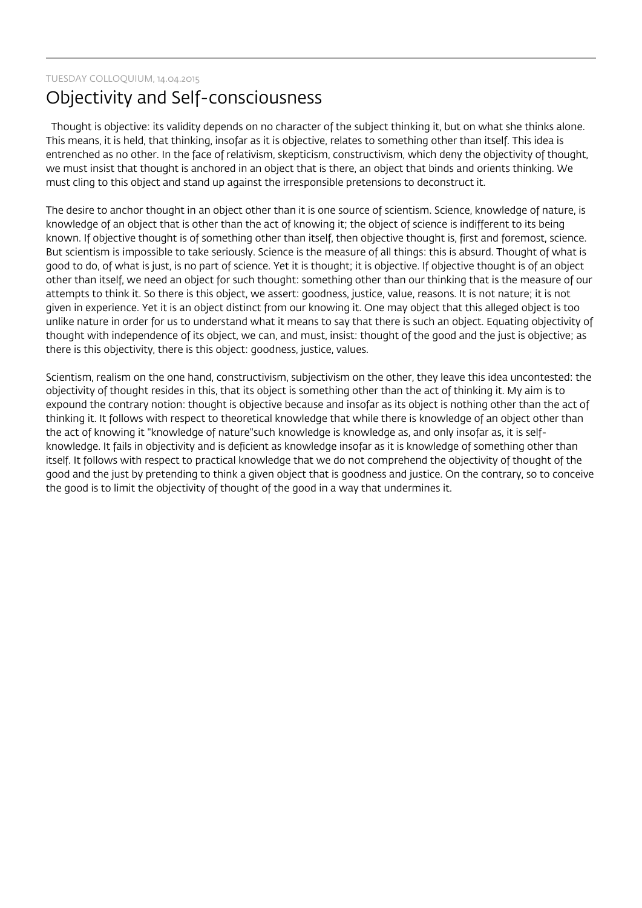TUESDAY COLLOQUIUM, 14.04.2015

# Objectivity and Self-consciousness

Thought is objective: its validity depends on no character of the subject thinking it, but on what she thinks alone. This means, it is held, that thinking, insofar as it is objective, relates to something other than itself. This idea is entrenched as no other. In the face of relativism, skepticism, constructivism, which deny the objectivity of thought, we must insist that thought is anchored in an object that is there, an object that binds and orients thinking. We must cling to this object and stand up against the irresponsible pretensions to deconstruct it.

The desire to anchor thought in an object other than it is one source of scientism. Science, knowledge of nature, is knowledge of an object that is other than the act of knowing it; the object of science is indifferent to its being known. If objective thought is of something other than itself, then objective thought is, first and foremost, science. But scientism is impossible to take seriously. Science is the measure of all things: this is absurd. Thought of what is good to do, of what is just, is no part of science. Yet it is thought; it is objective. If objective thought is of an object other than itself, we need an object for such thought: something other than our thinking that is the measure of our attempts to think it. So there is this object, we assert: goodness, justice, value, reasons. It is not nature; it is not given in experience. Yet it is an object distinct from our knowing it. One may object that this alleged object is too unlike nature in order for us to understand what it means to say that there is such an object. Equating objectivity of thought with independence of its object, we can, and must, insist: thought of the good and the just is objective; as there is this objectivity, there is this object: goodness, justice, values.

Scientism, realism on the one hand, constructivism, subjectivism on the other, they leave this idea uncontested: the objectivity of thought resides in this, that its object is something other than the act of thinking it. My aim is to expound the contrary notion: thought is objective because and insofar as its object is nothing other than the act of thinking it. It follows with respect to theoretical knowledge that while there is knowledge of an object other than the act of knowing it "knowledge of nature"such knowledge is knowledge as, and only insofar as, it is self-knowledge. It fails in objectivity and is deficient as knowledge insofar as it is knowledge of something other than itself. It follows with respect to practical knowledge that we do not comprehend the objectivity of thought of the good and the just by pretending to think a given object that is goodness and justice. On the contrary, so to conceive the good is to limit the objectivity of thought of the good in a way that undermines it.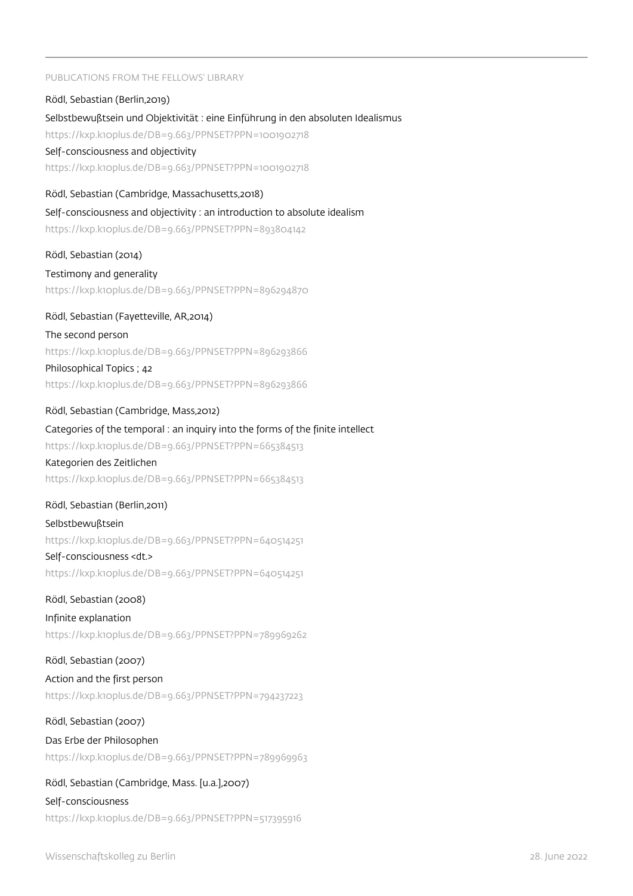PUBLICATIONS FROM THE FELLOWS' LIBRARY

Rödl, Sebastian (Berlin,2019)

Selbstbewußtsein und Objektivität : eine Einführung in den absoluten Idealismus

https://kxp.k10plus.de/DB=9.663/PPNSET?PPN=1001902718

Self-consciousness and objectivity

https://kxp.k10plus.de/DB=9.663/PPNSET?PPN=1001902718

Rödl, Sebastian (Cambridge, Massachusetts,2018)

Self-consciousness and objectivity : an introduction to absolute idealism

https://kxp.k10plus.de/DB=9.663/PPNSET?PPN=893804142

Rödl, Sebastian (2014)

Testimony and generality

https://kxp.k10plus.de/DB=9.663/PPNSET?PPN=896294870

Rödl, Sebastian (Fayetteville, AR,2014)

The second person

https://kxp.k10plus.de/DB=9.663/PPNSET?PPN=896293866

Philosophical Topics ; 42

https://kxp.k10plus.de/DB=9.663/PPNSET?PPN=896293866

Rödl, Sebastian (Cambridge, Mass,2012)

Categories of the temporal : an inquiry into the forms of the finite intellect

https://kxp.k10plus.de/DB=9.663/PPNSET?PPN=665384513

Kategorien des Zeitlichen

https://kxp.k10plus.de/DB=9.663/PPNSET?PPN=665384513

Rödl, Sebastian (Berlin,2011)

Selbstbewußtsein

https://kxp.k10plus.de/DB=9.663/PPNSET?PPN=640514251

Self-consciousness <dt.>

https://kxp.k10plus.de/DB=9.663/PPNSET?PPN=640514251

Rödl, Sebastian (2008)

Infinite explanation

https://kxp.k10plus.de/DB=9.663/PPNSET?PPN=789969262

Rödl, Sebastian (2007)

Action and the first person

https://kxp.k10plus.de/DB=9.663/PPNSET?PPN=794237223

Rödl, Sebastian (2007)

Das Erbe der Philosophen

https://kxp.k10plus.de/DB=9.663/PPNSET?PPN=789969963

Rödl, Sebastian (Cambridge, Mass. [u.a.],2007)

Self-consciousness

https://kxp.k10plus.de/DB=9.663/PPNSET?PPN=517395916